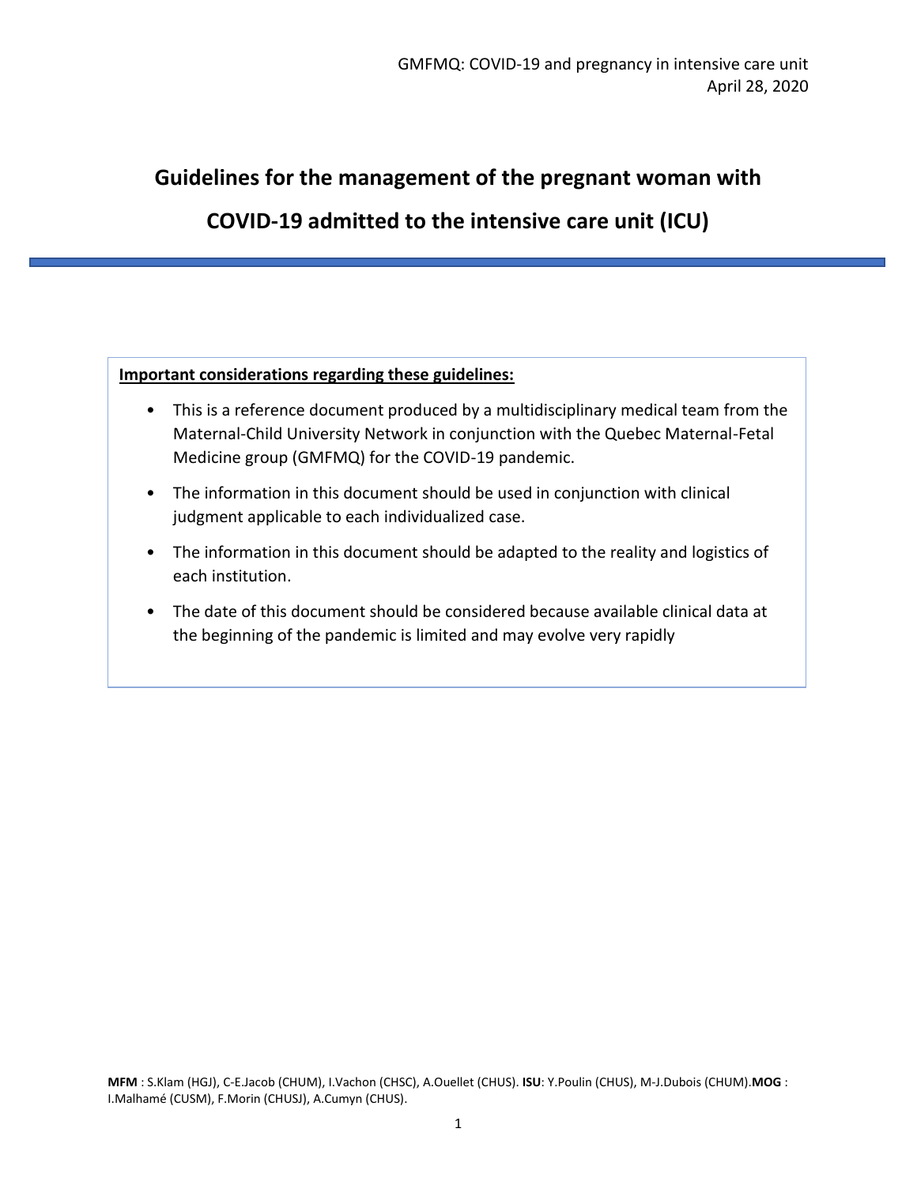# Guidelines for the management of the pregnant woman with COVID-19 admitted to the intensive care unit (ICU)

**Important considerations regarding these guidelines:**

- This is a reference document produced by a multidisciplinary medical team from the Maternal-Child University Network in conjunction with the Quebec Maternal-Fetal Medicine group (GMFMQ) for the COVID-19 pandemic.
- The information in this document should be used in conjunction with clinical judgment applicable to each individualized case.
- The information in this document should be adapted to the reality and logistics of each institution.
- The date of this document should be considered because available clinical data at the beginning of the pandemic is limited and may evolve very rapidly

**MFM** : S.Klam (HGJ), C-E.Jacob (CHUM), I.Vachon (CHSC), A.Ouellet (CHUS). **ISU**: Y.Poulin (CHUS), M-J.Dubois (CHUM).**MOG** : I.Malhamé (CUSM), F.Morin (CHUSJ), A.Cumyn (CHUS).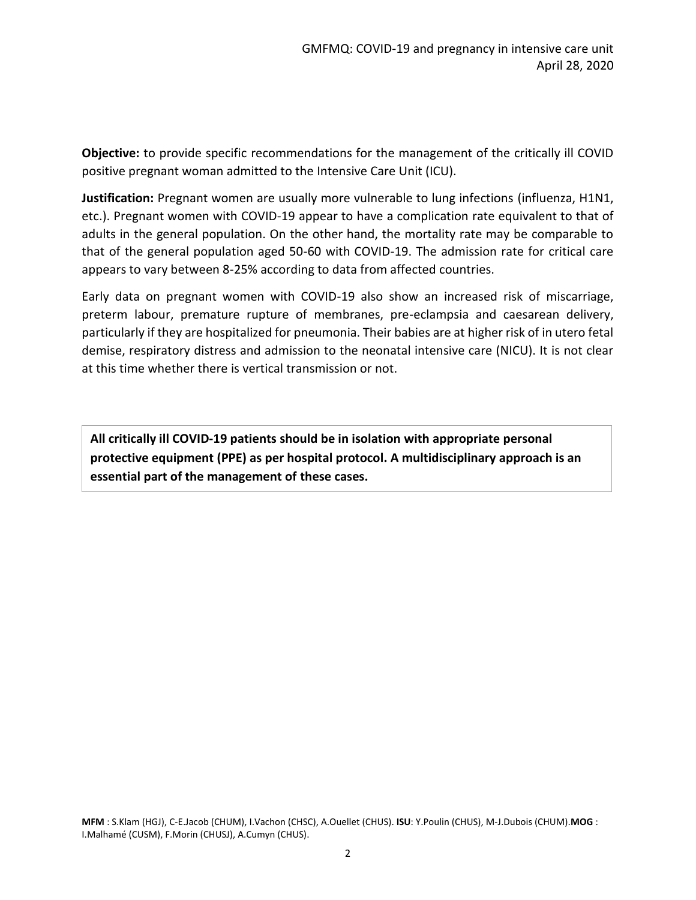**Objective:** to provide specific recommendations for the management of the critically ill COVID positive pregnant woman admitted to the Intensive Care Unit (ICU).

**Justification:** Pregnant women are usually more vulnerable to lung infections (influenza, H1N1, etc.). Pregnant women with COVID-19 appear to have a complication rate equivalent to that of adults in the general population. On the other hand, the mortality rate may be comparable to that of the general population aged 50-60 with COVID-19. The admission rate for critical care appears to vary between 8-25% according to data from affected countries.

Early data on pregnant women with COVID-19 also show an increased risk of miscarriage, preterm labour, premature rupture of membranes, pre-eclampsia and caesarean delivery, particularly if they are hospitalized for pneumonia. Their babies are at higher risk of in utero fetal demise, respiratory distress and admission to the neonatal intensive care (NICU). It is not clear at this time whether there is vertical transmission or not.

**All critically ill COVID-19 patients should be in isolation with appropriate personal protective equipment (PPE) as per hospital protocol. A multidisciplinary approach is an essential part of the management of these cases.**

**MFM** : S.Klam (HGJ), C-E.Jacob (CHUM), I.Vachon (CHSC), A.Ouellet (CHUS). **ISU**: Y.Poulin (CHUS), M-J.Dubois (CHUM).**MOG** : I.Malhamé (CUSM), F.Morin (CHUSJ), A.Cumyn (CHUS).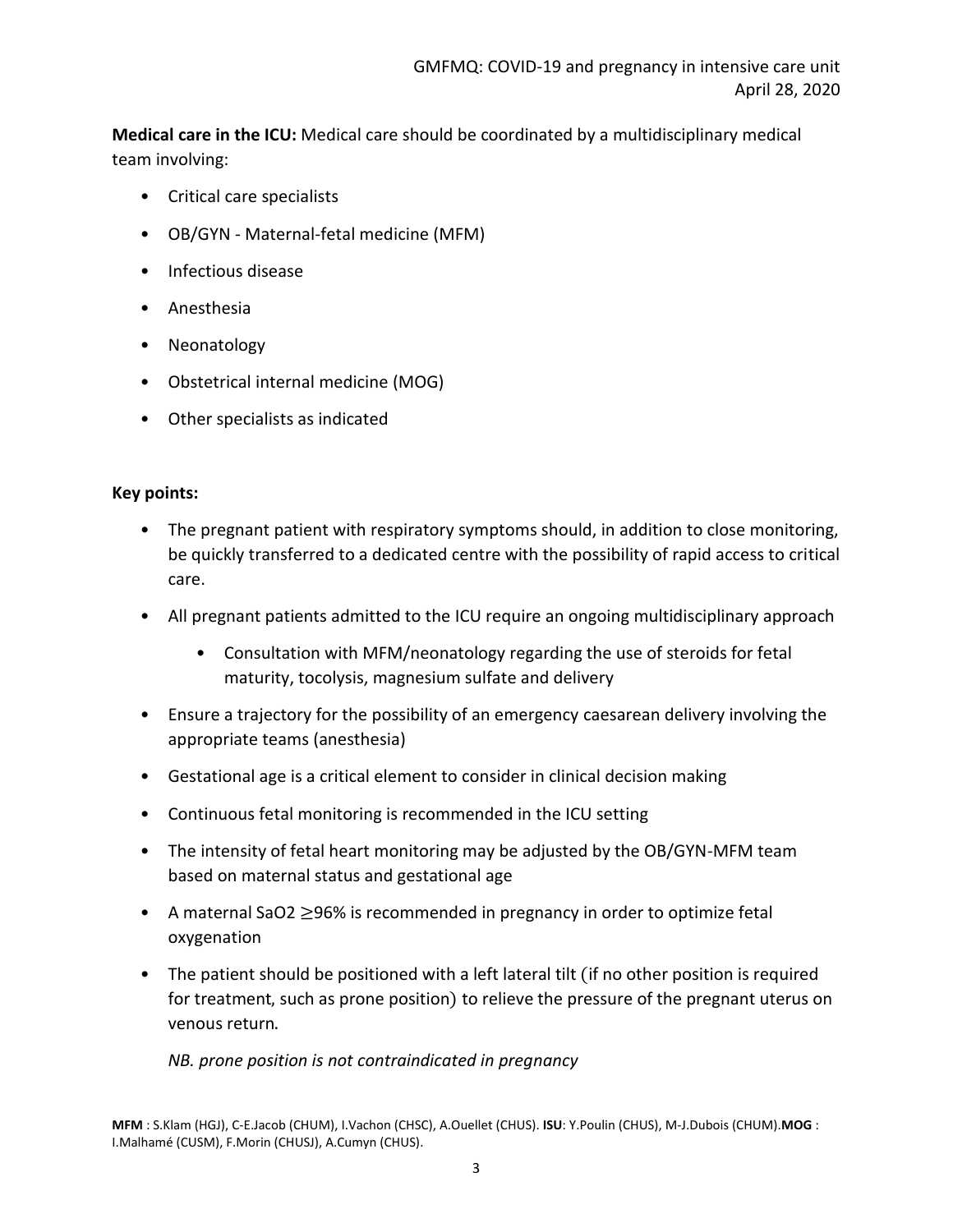**Medical care in the ICU:** Medical care should be coordinated by a multidisciplinary medical team involving:

- Critical care specialists
- OB/GYN - Maternal-fetal medicine (MFM)
- Infectious disease
- Anesthesia
- Neonatology
- Obstetrical internal medicine (MOG)
- Other specialists as indicated

**Key points:**

- The pregnant patient with respiratory symptoms should, in addition to close monitoring, be quickly transferred to a dedicated centre with the possibility of rapid access to critical care.
- All pregnant patients admitted to the ICU require an ongoing multidisciplinary approach
  - Consultation with MFM/neonatology regarding the use of steroids for fetal maturity, tocolysis, magnesium sulfate and delivery
- Ensure a trajectory for the possibility of an emergency caesarean delivery involving the appropriate teams (anesthesia)
- Gestational age is a critical element to consider in clinical decision making
- Continuous fetal monitoring is recommended in the ICU setting
- The intensity of fetal heart monitoring may be adjusted by the OB/GYN-MFM team based on maternal status and gestational age
- A maternal $SaO_2 \geq 96\%$ is recommended in pregnancy in order to optimize fetal oxygenation
- The patient should be positioned with a left lateral tilt (if no other position is required for treatment, such as prone position) to relieve the pressure of the pregnant uterus on venous return.

  *NB. prone position is not contraindicated in pregnancy*

**MFM** : S.Klam (HGJ), C-E.Jacob (CHUM), I.Vachon (CHSC), A.Ouellet (CHUS). **ISU**: Y.Poulin (CHUS), M-J.Dubois (CHUM).**MOG** : I.Malhamé (CUSM), F.Morin (CHUSJ), A.Cumyn (CHUS).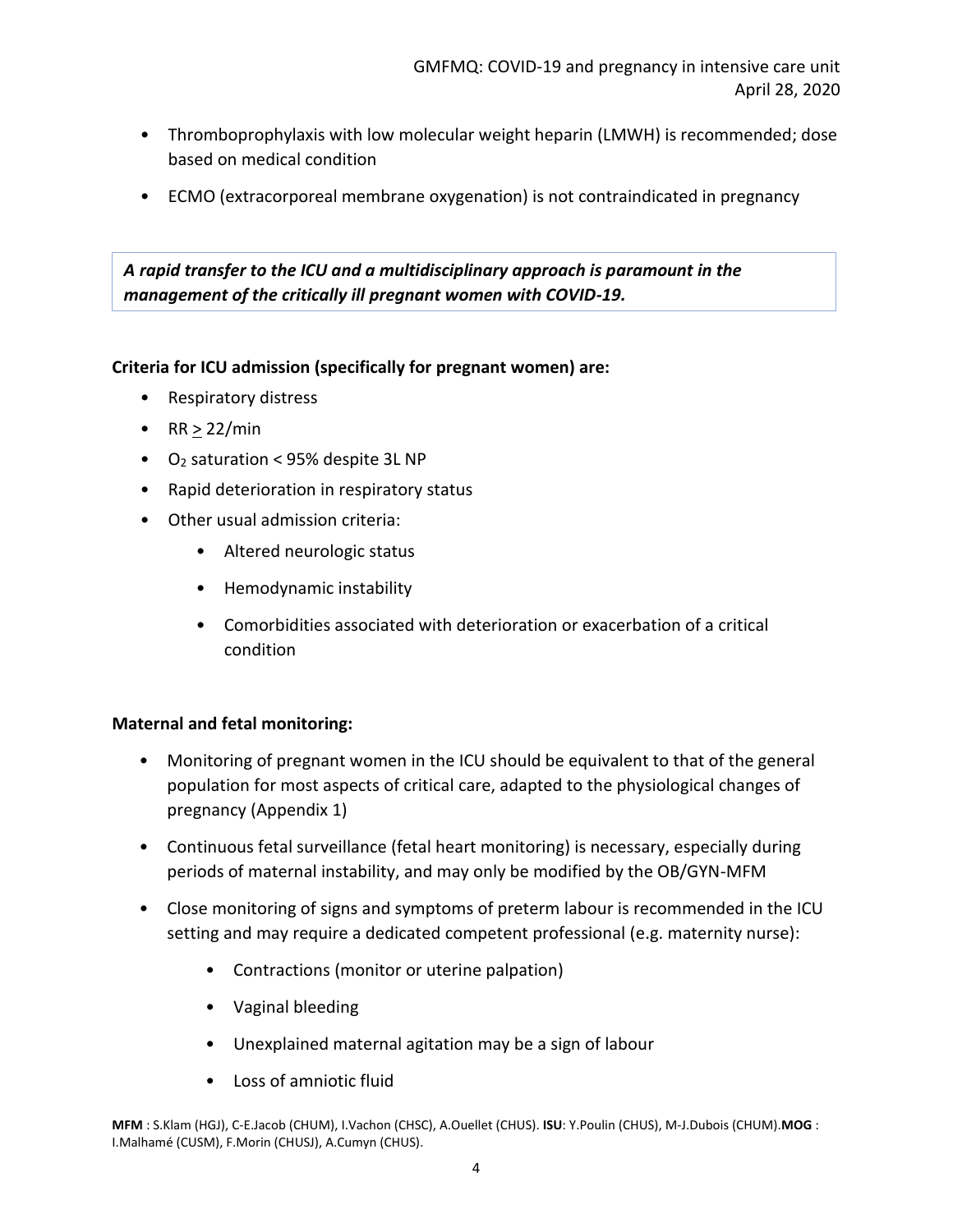- Thromboprophylaxis with low molecular weight heparin (LMWH) is recommended; dose based on medical condition
- ECMO (extracorporeal membrane oxygenation) is not contraindicated in pregnancy

***A rapid transfer to the ICU and a multidisciplinary approach is paramount in the management of the critically ill pregnant women with COVID-19.***

**Criteria for ICU admission (specifically for pregnant women) are:**

- Respiratory distress
- RR $\geq$ 22/min
- $O_2$ saturation < 95% despite 3L NP
- Rapid deterioration in respiratory status
- Other usual admission criteria:
    - Altered neurologic status
    - Hemodynamic instability
    - Comorbidities associated with deterioration or exacerbation of a critical condition

**Maternal and fetal monitoring:**

- Monitoring of pregnant women in the ICU should be equivalent to that of the general population for most aspects of critical care, adapted to the physiological changes of pregnancy (Appendix 1)
- Continuous fetal surveillance (fetal heart monitoring) is necessary, especially during periods of maternal instability, and may only be modified by the OB/GYN-MFM
- Close monitoring of signs and symptoms of preterm labour is recommended in the ICU setting and may require a dedicated competent professional (e.g. maternity nurse):
    - Contractions (monitor or uterine palpation)
    - Vaginal bleeding
    - Unexplained maternal agitation may be a sign of labour
    - Loss of amniotic fluid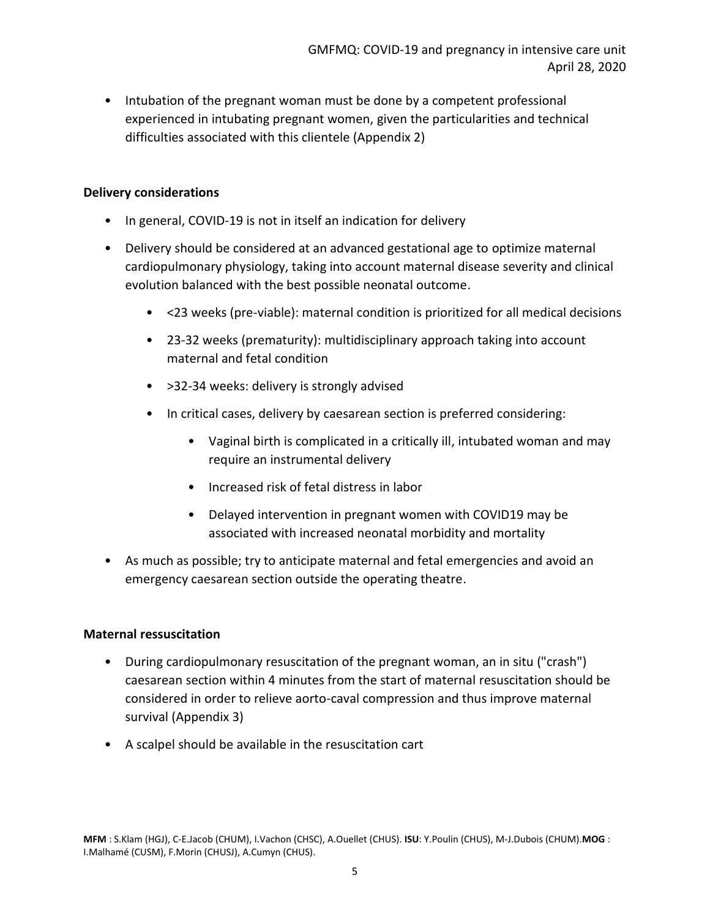- Intubation of the pregnant woman must be done by a competent professional experienced in intubating pregnant women, given the particularities and technical difficulties associated with this clientele (Appendix 2)

**Delivery considerations**

- In general, COVID-19 is not in itself an indication for delivery
- Delivery should be considered at an advanced gestational age to optimize maternal cardiopulmonary physiology, taking into account maternal disease severity and clinical evolution balanced with the best possible neonatal outcome.
    - <23 weeks (pre-viable): maternal condition is prioritized for all medical decisions
    - 23-32 weeks (prematurity): multidisciplinary approach taking into account maternal and fetal condition
    - >32-34 weeks: delivery is strongly advised
    - In critical cases, delivery by caesarean section is preferred considering:
        - Vaginal birth is complicated in a critically ill, intubated woman and may require an instrumental delivery
        - Increased risk of fetal distress in labor
        - Delayed intervention in pregnant women with COVID19 may be associated with increased neonatal morbidity and mortality
- As much as possible; try to anticipate maternal and fetal emergencies and avoid an emergency caesarean section outside the operating theatre.

**Maternal ressuscitation**

- During cardiopulmonary resuscitation of the pregnant woman, an in situ ("crash") caesarean section within 4 minutes from the start of maternal resuscitation should be considered in order to relieve aorto-caval compression and thus improve maternal survival (Appendix 3)
- A scalpel should be available in the resuscitation cart

**MFM** : S.Klam (HGJ), C-E.Jacob (CHUM), I.Vachon (CHSC), A.Ouellet (CHUS). **ISU**: Y.Poulin (CHUS), M-J.Dubois (CHUM).**MOG** : I.Malhamé (CUSM), F.Morin (CHUSJ), A.Cumyn (CHUS).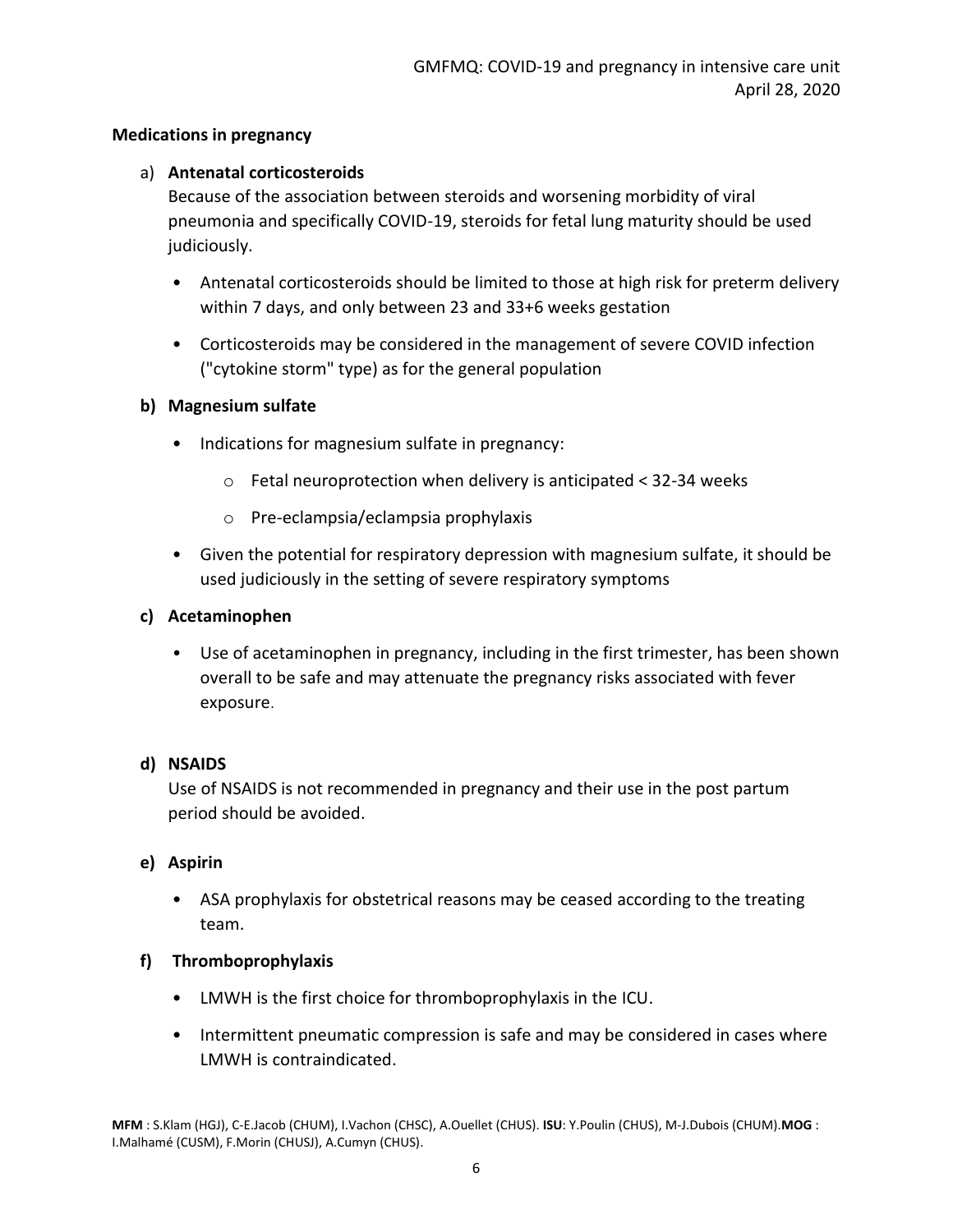## Medications in pregnancy

a) **Antenatal corticosteroids**

Because of the association between steroids and worsening morbidity of viral pneumonia and specifically COVID-19, steroids for fetal lung maturity should be used judiciously.

- Antenatal corticosteroids should be limited to those at high risk for preterm delivery within 7 days, and only between 23 and 33+6 weeks gestation
- Corticosteroids may be considered in the management of severe COVID infection ("cytokine storm" type) as for the general population

**b) Magnesium sulfate**

- Indications for magnesium sulfate in pregnancy:
  - Fetal neuroprotection when delivery is anticipated < 32-34 weeks
  - Pre-eclampsia/eclampsia prophylaxis
- Given the potential for respiratory depression with magnesium sulfate, it should be used judiciously in the setting of severe respiratory symptoms

**c) Acetaminophen**

- Use of acetaminophen in pregnancy, including in the first trimester, has been shown overall to be safe and may attenuate the pregnancy risks associated with fever exposure.

**d) NSAIDS**

Use of NSAIDS is not recommended in pregnancy and their use in the post partum period should be avoided.

**e) Aspirin**

- ASA prophylaxis for obstetrical reasons may be ceased according to the treating team.

**f) Thromboprophylaxis**

- LMWH is the first choice for thromboprophylaxis in the ICU.
- Intermittent pneumatic compression is safe and may be considered in cases where LMWH is contraindicated.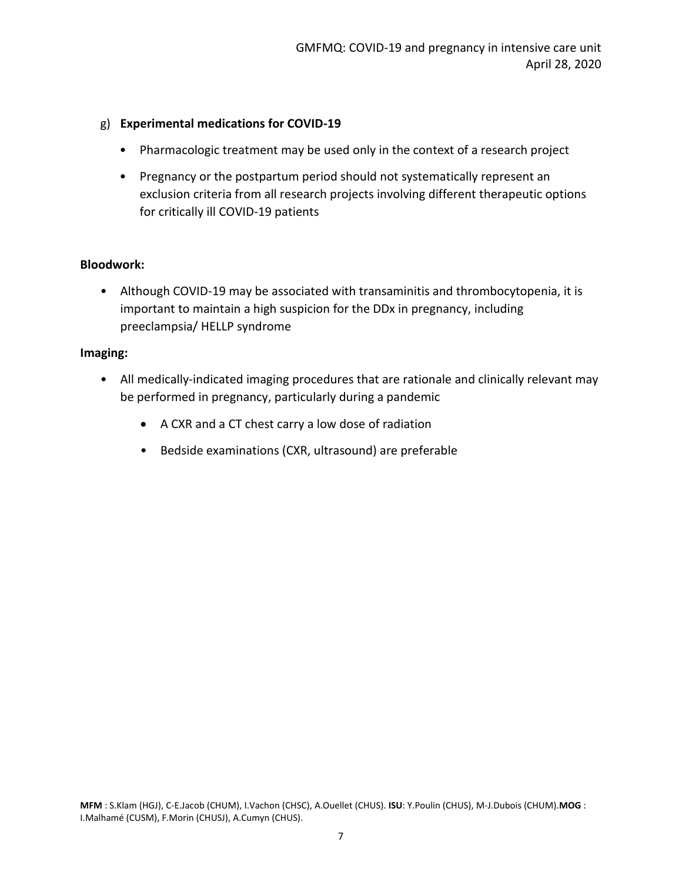g) **Experimental medications for COVID-19**

- Pharmacologic treatment may be used only in the context of a research project
- Pregnancy or the postpartum period should not systematically represent an exclusion criteria from all research projects involving different therapeutic options for critically ill COVID-19 patients

**Bloodwork:**

- Although COVID-19 may be associated with transaminitis and thrombocytopenia, it is important to maintain a high suspicion for the DDx in pregnancy, including preeclampsia/ HELLP syndrome

**Imaging:**

- All medically-indicated imaging procedures that are rationale and clinically relevant may be performed in pregnancy, particularly during a pandemic
  - A CXR and a CT chest carry a low dose of radiation
  - Bedside examinations (CXR, ultrasound) are preferable

**MFM** : S.Klam (HGJ), C-E.Jacob (CHUM), I.Vachon (CHSC), A.Ouellet (CHUS). **ISU**: Y.Poulin (CHUS), M-J.Dubois (CHUM).**MOG** : I.Malhamé (CUSM), F.Morin (CHUSJ), A.Cumyn (CHUS).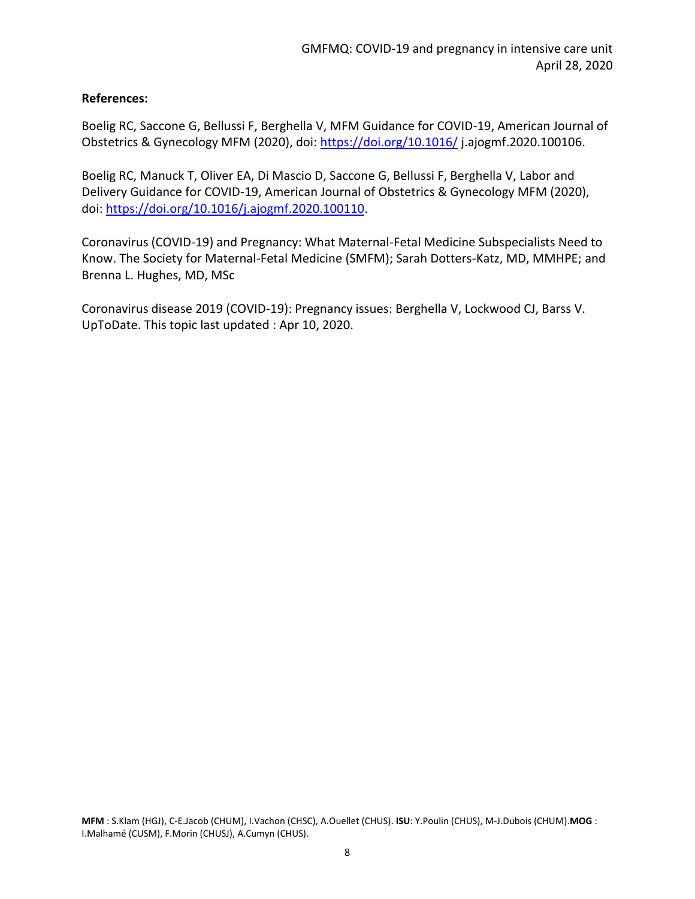**References:**

Boelig RC, Saccone G, Bellussi F, Berghella V, MFM Guidance for COVID-19, American Journal of Obstetrics & Gynecology MFM (2020), doi: https://doi.org/10.1016/ j.ajogmf.2020.100106.

Boelig RC, Manuck T, Oliver EA, Di Mascio D, Saccone G, Bellussi F, Berghella V, Labor and Delivery Guidance for COVID-19, American Journal of Obstetrics & Gynecology MFM (2020), doi: https://doi.org/10.1016/j.ajogmf.2020.100110.

Coronavirus (COVID-19) and Pregnancy: What Maternal-Fetal Medicine Subspecialists Need to Know. The Society for Maternal-Fetal Medicine (SMFM); Sarah Dotters-Katz, MD, MMHPE; and Brenna L. Hughes, MD, MSc

Coronavirus disease 2019 (COVID-19): Pregnancy issues: Berghella V, Lockwood CJ, Barss V. UpToDate. This topic last updated : Apr 10, 2020.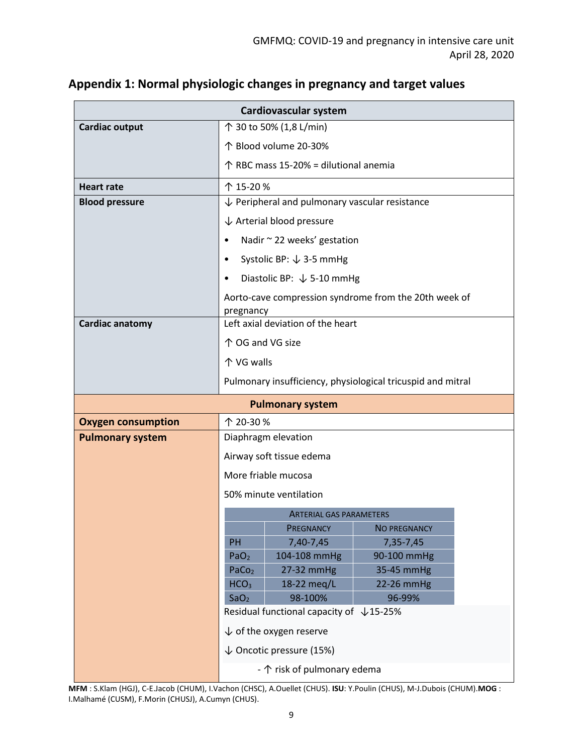## Appendix 1: Normal physiologic changes in pregnancy and target values

| Cardiovascular system | |
|---|---|
| **Cardiac output** | ↑ 30 to 50% (1,8 L/min)<br>↑ Blood volume 20-30%<br>↑ RBC mass 15-20% = dilutional anemia |
| **Heart rate** | ↑ 15-20 % |
| **Blood pressure** | ↓ Peripheral and pulmonary vascular resistance<br>↓ Arterial blood pressure<br>• Nadir ~ 22 weeks' gestation<br>• Systolic BP: ↓ 3-5 mmHg<br>• Diastolic BP: ↓ 5-10 mmHg<br>Aorto-cave compression syndrome from the 20th week of pregnancy |
| **Cardiac anatomy** | Left axial deviation of the heart<br>↑ OG and VG size<br>↑ VG walls<br>Pulmonary insufficiency, physiological tricuspid and mitral |

| Pulmonary system | |
|---|---|
| **Oxygen consumption** | ↑ 20-30 % |
| **Pulmonary system** | Diaphragm elevation<br>Airway soft tissue edema<br>More friable mucosa<br>50% minute ventilation |

| Arterial gas parameters | Pregnancy | No pregnancy |
|---|---|---|
| PH | 7,40-7,45 | 7,35-7,45 |
| $PaO_2$ | 104-108 mmHg | 90-100 mmHg |
| $PaCo_2$ | 27-32 mmHg | 35-45 mmHg |
| $HCO_3$ | 18-22 meq/L | 22-26 mmHg |
| $SaO_2$ | 98-100% | 96-99% |

Residual functional capacity of ↓15-25%

↓ of the oxygen reserve

↓ Oncotic pressure (15%)

- ↑ risk of pulmonary edema

**MFM** : S.Klam (HGJ), C-E.Jacob (CHUM), I.Vachon (CHSC), A.Ouellet (CHUS). **ISU**: Y.Poulin (CHUS), M-J.Dubois (CHUM).**MOG** : I.Malhamé (CUSM), F.Morin (CHUSJ), A.Cumyn (CHUS).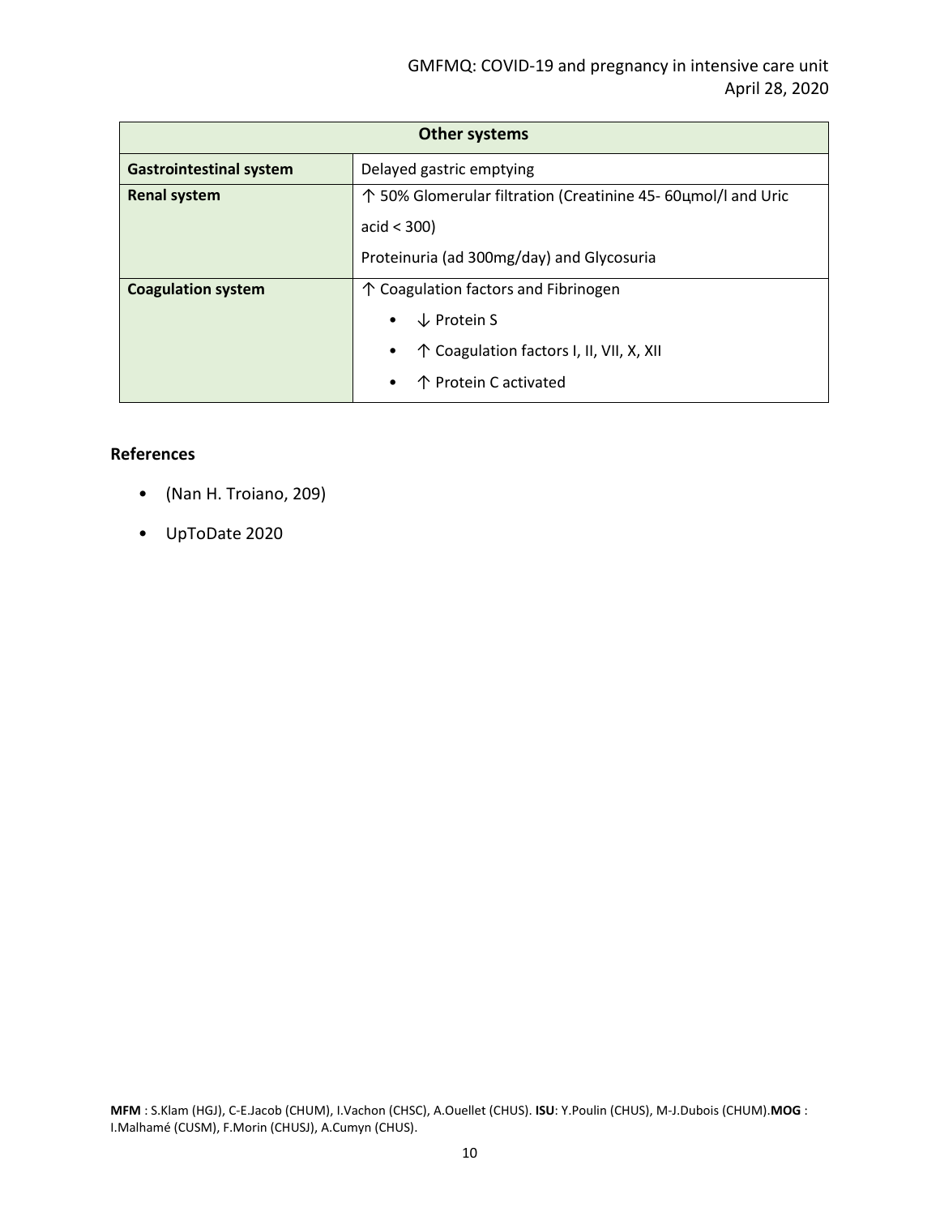| Other systems | |
|---|---|
| **Gastrointestinal system** | Delayed gastric emptying |
| **Renal system** | ↑ 50% Glomerular filtration (Creatinine 45- 60цmol/l and Uric acid < 300)<br>Proteinuria (ad 300mg/day) and Glycosuria |
| **Coagulation system** | ↑ Coagulation factors and Fibrinogen<br>• ↓ Protein S<br>• ↑ Coagulation factors I, II, VII, X, XII<br>• ↑ Protein C activated |

## References

- (Nan H. Troiano, 209)
- UpToDate 2020

**MFM** : S.Klam (HGJ), C-E.Jacob (CHUM), I.Vachon (CHSC), A.Ouellet (CHUS). **ISU**: Y.Poulin (CHUS), M-J.Dubois (CHUM).**MOG** : I.Malhamé (CUSM), F.Morin (CHUSJ), A.Cumyn (CHUS).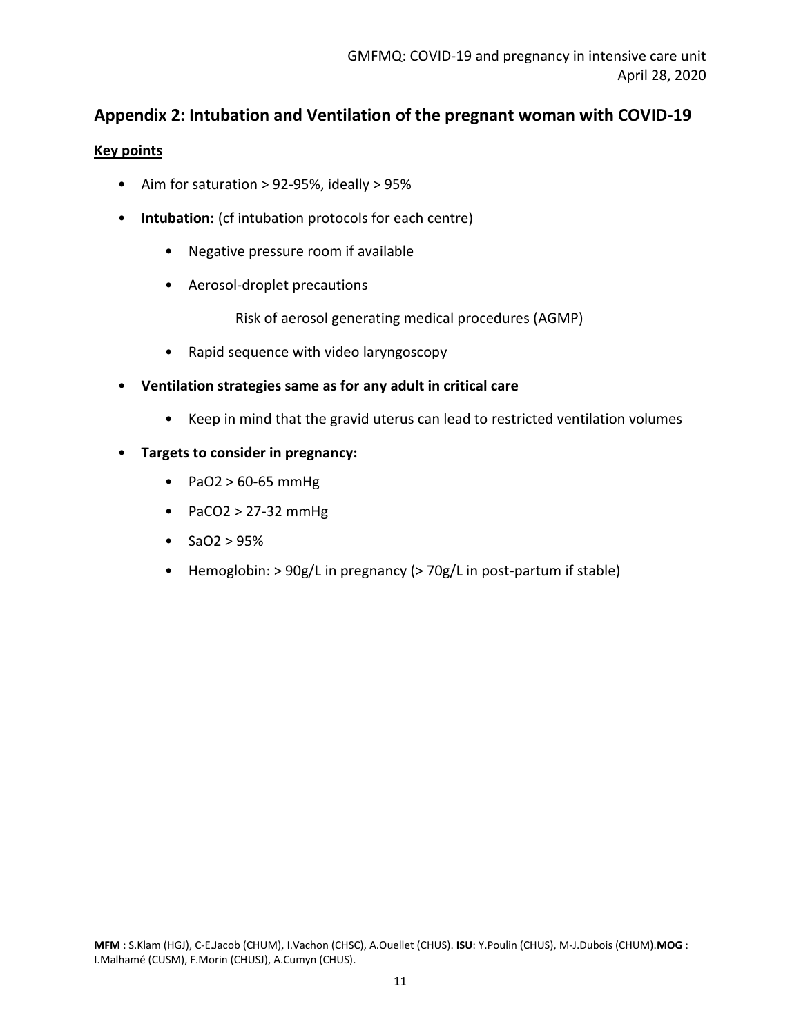## Appendix 2: Intubation and Ventilation of the pregnant woman with COVID-19

**Key points**

- Aim for saturation > 92-95%, ideally > 95%
- **Intubation:** (cf intubation protocols for each centre)
  - Negative pressure room if available
  - Aerosol-droplet precautions

    Risk of aerosol generating medical procedures (AGMP)
  - Rapid sequence with video laryngoscopy
- **Ventilation strategies same as for any adult in critical care**
  - Keep in mind that the gravid uterus can lead to restricted ventilation volumes
- **Targets to consider in pregnancy:**
  - $PaO_2$ > 60-65 mmHg
  - $PaCO_2$ > 27-32 mmHg
  - $SaO_2$ > 95%
  - Hemoglobin: > 90g/L in pregnancy (> 70g/L in post-partum if stable)

**MFM** : S.Klam (HGJ), C-E.Jacob (CHUM), I.Vachon (CHSC), A.Ouellet (CHUS). **ISU**: Y.Poulin (CHUS), M-J.Dubois (CHUM).**MOG** : I.Malhamé (CUSM), F.Morin (CHUSJ), A.Cumyn (CHUS).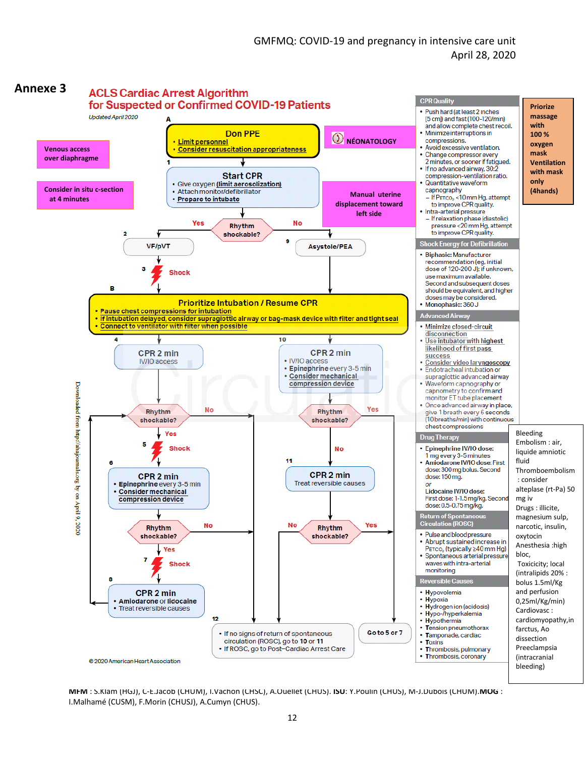## Annexe 3

### ACLS Cardiac Arrest Algorithm for Suspected or Confirmed COVID-19 Patients

*Updated April 2020*

Venous access over diaphragme

Consider in situ c-section at 4 minutes

NÉONATOLOGY

Manual uterine displacement toward left side

Priorize massage with 100 % oxygen mask Ventilation with mask only (4hands)

**A** — **Don PPE**
- Limit personnel
- Consider resuscitation appropriateness

**1** — **Start CPR**
- Give oxygen (limit aerosolization)
- Attach monitor/defibrillator
- Prepare to intubate

Rhythm shockable? — Yes / No

**2** — VF/pVT

**3** — Shock

**9** — Asystole/PEA

**B** — **Prioritize Intubation / Resume CPR**
- Pause chest compressions for intubation
- If intubation delayed, consider supraglottic airway or bag-mask device with filter and tight seal
- Connect to ventilator with filter when possible

**4** — **CPR 2 min**
IV/IO access

Rhythm shockable? — Yes / No

**5** — Shock

**6** — **CPR 2 min**
- Epinephrine every 3-5 min
- Consider mechanical compression device

Rhythm shockable? — Yes / No

**7** — Shock

**8** — **CPR 2 min**
- Amiodarone or lidocaine
- Treat reversible causes

**10** — **CPR 2 min**
- IV/IO access
- Epinephrine every 3-5 min
- Consider mechanical compression device

Rhythm shockable? — Yes / No

**11** — **CPR 2 min**
Treat reversible causes

Rhythm shockable? — No / Yes

**12**
- If no signs of return of spontaneous circulation (ROSC), go to 10 or 11
- If ROSC, go to Post–Cardiac Arrest Care

Go to 5 or 7

© 2020 American Heart Association

Downloaded from http://ahajournals.org by on April 9, 2020

#### CPR Quality
- Push hard (at least 2 inches [5 cm]) and fast (100-120/min) and allow complete chest recoil.
- Minimize interruptions in compressions.
- Avoid excessive ventilation.
- Change compressor every 2 minutes, or sooner if fatigued.
- If no advanced airway, 30:2 compression-ventilation ratio.
- Quantitative waveform capnography
  - If $P_{ETCO_2}$ <10 mm Hg, attempt to improve CPR quality.
- Intra-arterial pressure
  - If relaxation phase (diastolic) pressure <20 mm Hg, attempt to improve CPR quality.

#### Shock Energy for Defibrillation
- **Biphasic:** Manufacturer recommendation (eg, initial dose of 120-200 J); if unknown, use maximum available. Second and subsequent doses should be equivalent, and higher doses may be considered.
- **Monophasic:** 360 J

#### Advanced Airway
- Minimize closed-circuit disconnection
- Use intubator with highest likelihood of first pass success
- Consider video laryngoscopy
- Endotracheal intubation or supraglottic advanced airway
- Waveform capnography or capnometry to confirm and monitor ET tube placement
- Once advanced airway in place, give 1 breath every 6 seconds (10 breaths/min) with continuous chest compressions

#### Drug Therapy
- **Epinephrine IV/IO dose:** 1 mg every 3-5 minutes
- **Amiodarone IV/IO dose:** First dose: 300 mg bolus. Second dose: 150 mg.
  or
  **Lidocaine IV/IO dose:** First dose: 1-1.5 mg/kg. Second dose: 0.5-0.75 mg/kg.

#### Return of Spontaneous Circulation (ROSC)
- Pulse and blood pressure
- Abrupt sustained increase in $P_{ETCO_2}$ (typically ≥40 mm Hg)
- Spontaneous arterial pressure waves with intra-arterial monitoring

#### Reversible Causes
- Hypovolemia
- Hypoxia
- Hydrogen ion (acidosis)
- Hypo-/hyperkalemia
- Hypothermia
- Tension pneumothorax
- Tamponade, cardiac
- Toxins
- Thrombosis, pulmonary
- Thrombosis, coronary

Bleeding
Embolism : air, liquide amniotic fluid
Thromboembolism : consider alteplase (rt-Pa) 50 mg iv
Drugs : illicite, magnesium sulp, narcotic, insulin, oxytocin
Anesthesia :high bloc,
Toxicicity; local (intralipids 20% : bolus 1.5ml/Kg and perfusion 0,25ml/Kg/min)
Cardiovasc : cardiomyopathy,in farctus, Ao dissection
Preeclampsia (intracranial bleeding)

**MFM** : S.Kiam (HGJ), C-E.Jacob (CHUM), I.Vachon (CHSC), A.Ouellet (CHUS). **ISU**: Y.Poulin (CHUS), M-J.Dubois (CHUM).**MOG** : I.Malhamé (CUSM), F.Morin (CHUSJ), A.Cumyn (CHUS).